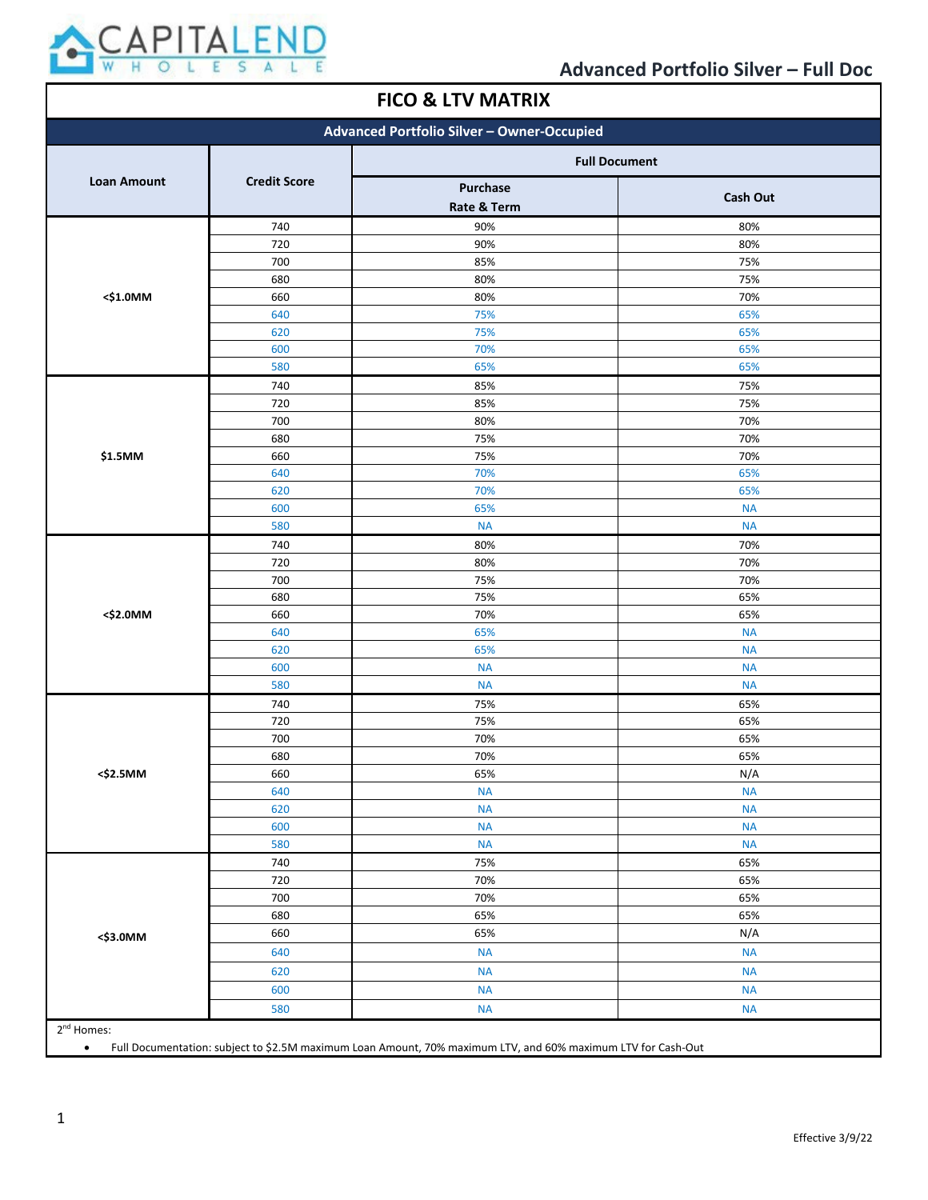CAPITALEND WHOLESALE

## Advanced Portfolio Silver – Full Doc

# FICO & LTV MATRIX

| Advanced Portfolio Silver – Owner-Occupied | | | |
|---|---|---|---|
| **Loan Amount** | **Credit Score** | **Full Document** | |
| | | **Purchase Rate & Term** | **Cash Out** |
| <$1.0MM | 740 | 90% | 80% |
| | 720 | 90% | 80% |
| | 700 | 85% | 75% |
| | 680 | 80% | 75% |
| | 660 | 80% | 70% |
| | 640 | 75% | 65% |
| | 620 | 75% | 65% |
| | 600 | 70% | 65% |
| | 580 | 65% | 65% |
| $1.5MM | 740 | 85% | 75% |
| | 720 | 85% | 75% |
| | 700 | 80% | 70% |
| | 680 | 75% | 70% |
| | 660 | 75% | 70% |
| | 640 | 70% | 65% |
| | 620 | 70% | 65% |
| | 600 | 65% | NA |
| | 580 | NA | NA |
| <$2.0MM | 740 | 80% | 70% |
| | 720 | 80% | 70% |
| | 700 | 75% | 70% |
| | 680 | 75% | 65% |
| | 660 | 70% | 65% |
| | 640 | 65% | NA |
| | 620 | 65% | NA |
| | 600 | NA | NA |
| | 580 | NA | NA |
| <$2.5MM | 740 | 75% | 65% |
| | 720 | 75% | 65% |
| | 700 | 70% | 65% |
| | 680 | 70% | 65% |
| | 660 | 65% | N/A |
| | 640 | NA | NA |
| | 620 | NA | NA |
| | 600 | NA | NA |
| | 580 | NA | NA |
| <$3.0MM | 740 | 75% | 65% |
| | 720 | 70% | 65% |
| | 700 | 70% | 65% |
| | 680 | 65% | 65% |
| | 660 | 65% | N/A |
| | 640 | NA | NA |
| | 620 | NA | NA |
| | 600 | NA | NA |
| | 580 | NA | NA |

2nd Homes:

- Full Documentation: subject to $2.5M maximum Loan Amount, 70% maximum LTV, and 60% maximum LTV for Cash-Out

Effective 3/9/22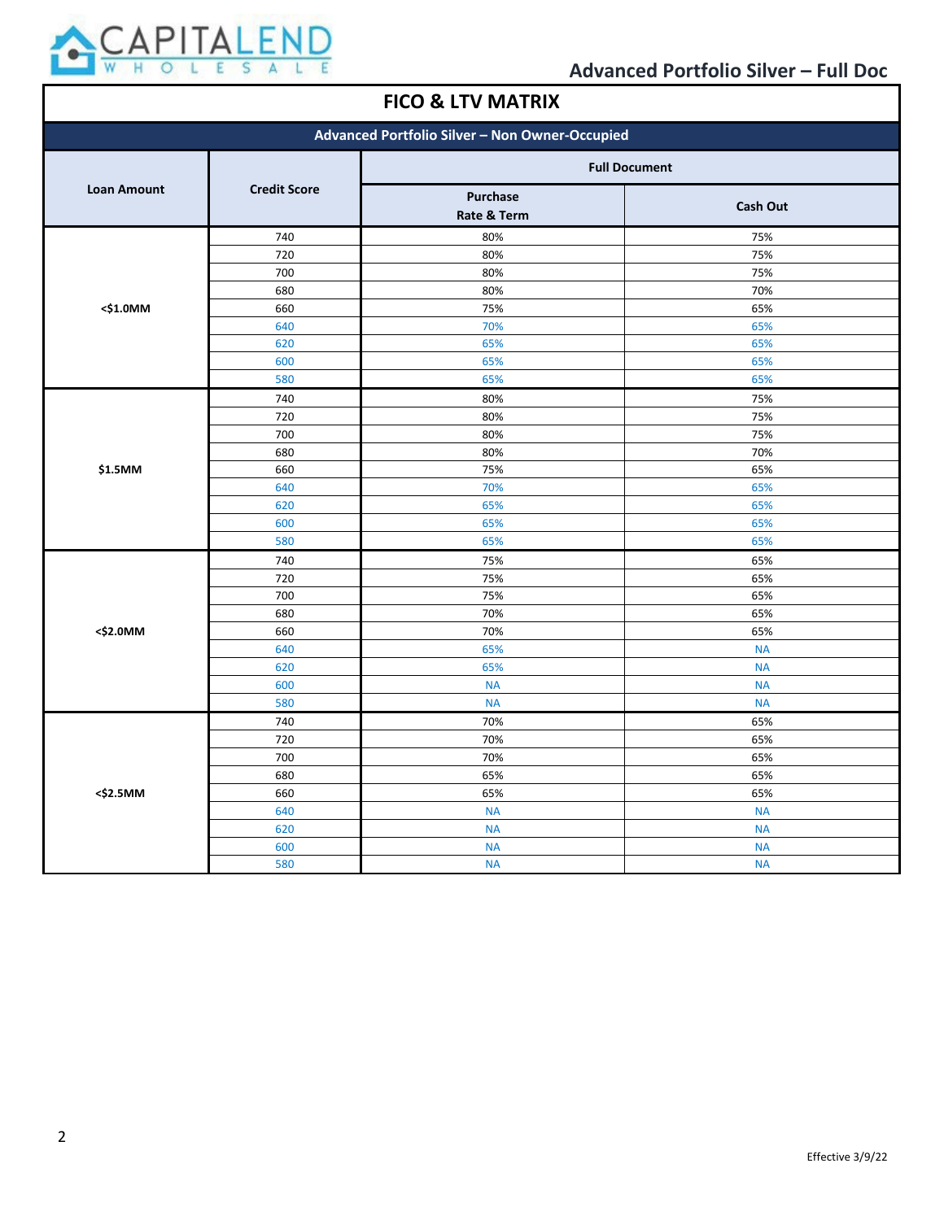## Advanced Portfolio Silver – Full Doc

# FICO & LTV MATRIX

| Advanced Portfolio Silver – Non Owner-Occupied | | | |
|---|---|---|---|
| Loan Amount | Credit Score | Full Document | |
| | | Purchase Rate & Term | Cash Out |
| <$1.0MM | 740 | 80% | 75% |
| | 720 | 80% | 75% |
| | 700 | 80% | 75% |
| | 680 | 80% | 70% |
| | 660 | 75% | 65% |
| | 640 | 70% | 65% |
| | 620 | 65% | 65% |
| | 600 | 65% | 65% |
| | 580 | 65% | 65% |
| $1.5MM | 740 | 80% | 75% |
| | 720 | 80% | 75% |
| | 700 | 80% | 75% |
| | 680 | 80% | 70% |
| | 660 | 75% | 65% |
| | 640 | 70% | 65% |
| | 620 | 65% | 65% |
| | 600 | 65% | 65% |
| | 580 | 65% | 65% |
| <$2.0MM | 740 | 75% | 65% |
| | 720 | 75% | 65% |
| | 700 | 75% | 65% |
| | 680 | 70% | 65% |
| | 660 | 70% | 65% |
| | 640 | 65% | NA |
| | 620 | 65% | NA |
| | 600 | NA | NA |
| | 580 | NA | NA |
| <$2.5MM | 740 | 70% | 65% |
| | 720 | 70% | 65% |
| | 700 | 70% | 65% |
| | 680 | 65% | 65% |
| | 660 | 65% | 65% |
| | 640 | NA | NA |
| | 620 | NA | NA |
| | 600 | NA | NA |
| | 580 | NA | NA |

Effective 3/9/22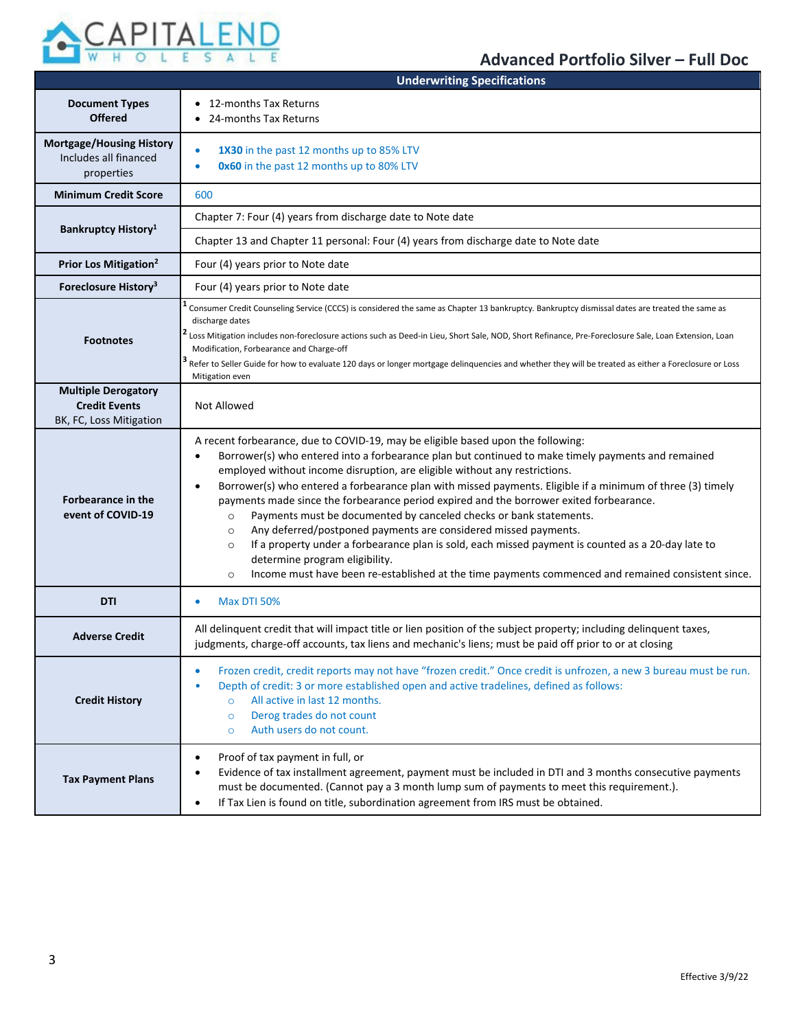# Advanced Portfolio Silver – Full Doc

| Underwriting Specifications | |
|---|---|
| **Document Types Offered** | • 12-months Tax Returns<br>• 24-months Tax Returns |
| **Mortgage/Housing History** Includes all financed properties | • **1X30** in the past 12 months up to 85% LTV<br>• **0x60** in the past 12 months up to 80% LTV |
| **Minimum Credit Score** | 600 |
| **Bankruptcy History**[1] | Chapter 7: Four (4) years from discharge date to Note date<br>Chapter 13 and Chapter 11 personal: Four (4) years from discharge date to Note date |
| **Prior Los Mitigation**[2] | Four (4) years prior to Note date |
| **Foreclosure History**[3] | Four (4) years prior to Note date |
| **Footnotes** | [1] Consumer Credit Counseling Service (CCCS) is considered the same as Chapter 13 bankruptcy. Bankruptcy dismissal dates are treated the same as discharge dates<br>[2] Loss Mitigation includes non-foreclosure actions such as Deed-in Lieu, Short Sale, NOD, Short Refinance, Pre-Foreclosure Sale, Loan Extension, Loan Modification, Forbearance and Charge-off<br>[3] Refer to Seller Guide for how to evaluate 120 days or longer mortgage delinquencies and whether they will be treated as either a Foreclosure or Loss Mitigation even |
| **Multiple Derogatory Credit Events** BK, FC, Loss Mitigation | Not Allowed |
| **Forbearance in the event of COVID-19** | A recent forbearance, due to COVID-19, may be eligible based upon the following:<br>• Borrower(s) who entered into a forbearance plan but continued to make timely payments and remained employed without income disruption, are eligible without any restrictions.<br>• Borrower(s) who entered a forbearance plan with missed payments. Eligible if a minimum of three (3) timely payments made since the forbearance period expired and the borrower exited forbearance.<br>&nbsp;&nbsp;&nbsp;&nbsp;○ Payments must be documented by canceled checks or bank statements.<br>&nbsp;&nbsp;&nbsp;&nbsp;○ Any deferred/postponed payments are considered missed payments.<br>&nbsp;&nbsp;&nbsp;&nbsp;○ If a property under a forbearance plan is sold, each missed payment is counted as a 20-day late to determine program eligibility.<br>&nbsp;&nbsp;&nbsp;&nbsp;○ Income must have been re-established at the time payments commenced and remained consistent since. |
| **DTI** | • Max DTI 50% |
| **Adverse Credit** | All delinquent credit that will impact title or lien position of the subject property; including delinquent taxes, judgments, charge-off accounts, tax liens and mechanic's liens; must be paid off prior to or at closing |
| **Credit History** | • Frozen credit, credit reports may not have "frozen credit." Once credit is unfrozen, a new 3 bureau must be run.<br>• Depth of credit: 3 or more established open and active tradelines, defined as follows:<br>&nbsp;&nbsp;&nbsp;&nbsp;○ All active in last 12 months.<br>&nbsp;&nbsp;&nbsp;&nbsp;○ Derog trades do not count<br>&nbsp;&nbsp;&nbsp;&nbsp;○ Auth users do not count. |
| **Tax Payment Plans** | • Proof of tax payment in full, or<br>• Evidence of tax installment agreement, payment must be included in DTI and 3 months consecutive payments must be documented. (Cannot pay a 3 month lump sum of payments to meet this requirement.).<br>• If Tax Lien is found on title, subordination agreement from IRS must be obtained. |

Effective 3/9/22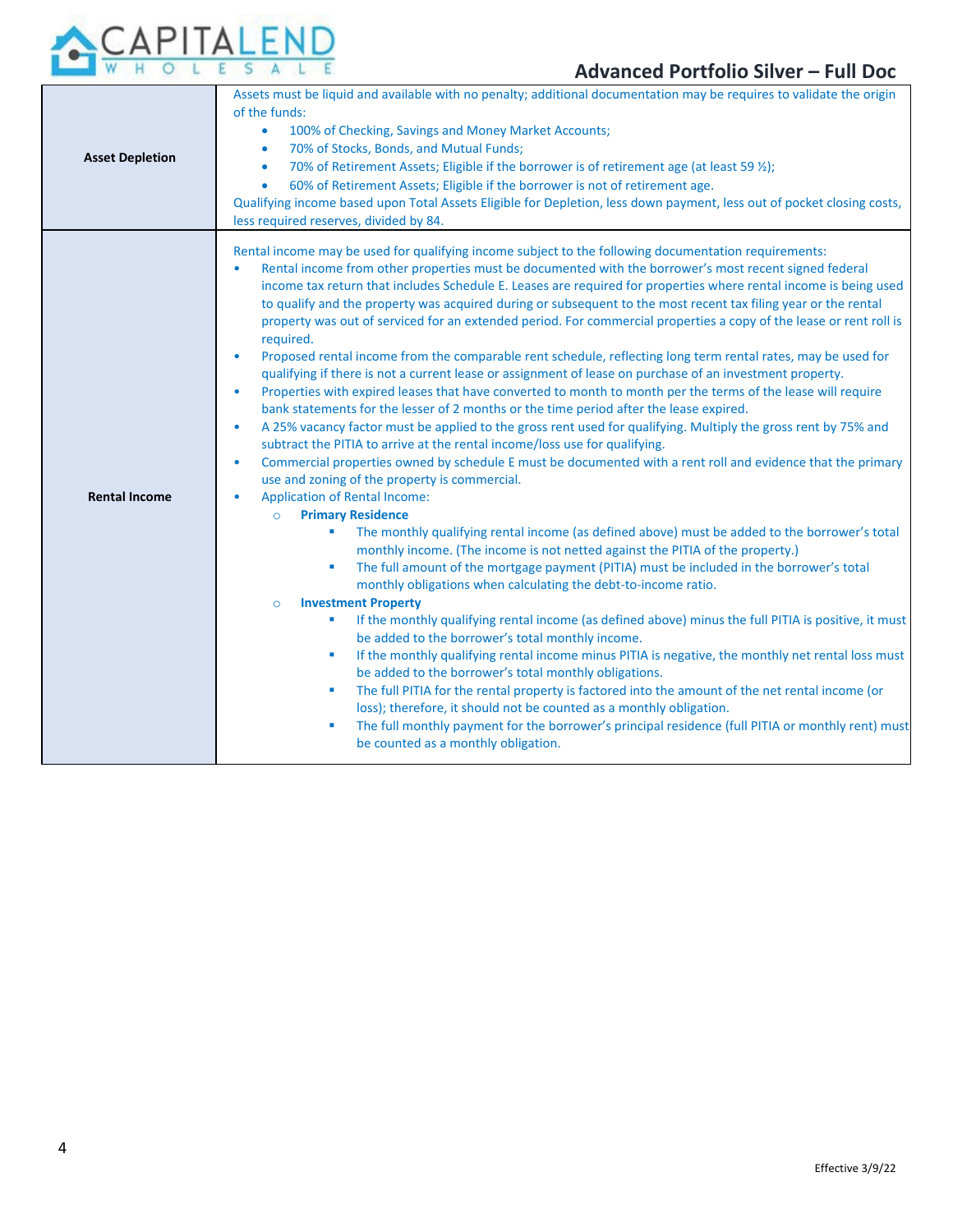| | |
|---|---|
| **Asset Depletion** | Assets must be liquid and available with no penalty; additional documentation may be requires to validate the origin of the funds:<br>• 100% of Checking, Savings and Money Market Accounts;<br>• 70% of Stocks, Bonds, and Mutual Funds;<br>• 70% of Retirement Assets; Eligible if the borrower is of retirement age (at least 59 ½);<br>• 60% of Retirement Assets; Eligible if the borrower is not of retirement age.<br>Qualifying income based upon Total Assets Eligible for Depletion, less down payment, less out of pocket closing costs, less required reserves, divided by 84. |
| **Rental Income** | Rental income may be used for qualifying income subject to the following documentation requirements:<br>• Rental income from other properties must be documented with the borrower's most recent signed federal income tax return that includes Schedule E. Leases are required for properties where rental income is being used to qualify and the property was acquired during or subsequent to the most recent tax filing year or the rental property was out of serviced for an extended period. For commercial properties a copy of the lease or rent roll is required.<br>• Proposed rental income from the comparable rent schedule, reflecting long term rental rates, may be used for qualifying if there is not a current lease or assignment of lease on purchase of an investment property.<br>• Properties with expired leases that have converted to month to month per the terms of the lease will require bank statements for the lesser of 2 months or the time period after the lease expired.<br>• A 25% vacancy factor must be applied to the gross rent used for qualifying. Multiply the gross rent by 75% and subtract the PITIA to arrive at the rental income/loss use for qualifying.<br>• Commercial properties owned by schedule E must be documented with a rent roll and evidence that the primary use and zoning of the property is commercial.<br>• Application of Rental Income:<br>&nbsp;&nbsp;○ **Primary Residence**<br>&nbsp;&nbsp;&nbsp;&nbsp;▪ The monthly qualifying rental income (as defined above) must be added to the borrower's total monthly income. (The income is not netted against the PITIA of the property.)<br>&nbsp;&nbsp;&nbsp;&nbsp;▪ The full amount of the mortgage payment (PITIA) must be included in the borrower's total monthly obligations when calculating the debt-to-income ratio.<br>&nbsp;&nbsp;○ **Investment Property**<br>&nbsp;&nbsp;&nbsp;&nbsp;▪ If the monthly qualifying rental income (as defined above) minus the full PITIA is positive, it must be added to the borrower's total monthly income.<br>&nbsp;&nbsp;&nbsp;&nbsp;▪ If the monthly qualifying rental income minus PITIA is negative, the monthly net rental loss must be added to the borrower's total monthly obligations.<br>&nbsp;&nbsp;&nbsp;&nbsp;▪ The full PITIA for the rental property is factored into the amount of the net rental income (or loss); therefore, it should not be counted as a monthly obligation.<br>&nbsp;&nbsp;&nbsp;&nbsp;▪ The full monthly payment for the borrower's principal residence (full PITIA or monthly rent) must be counted as a monthly obligation. |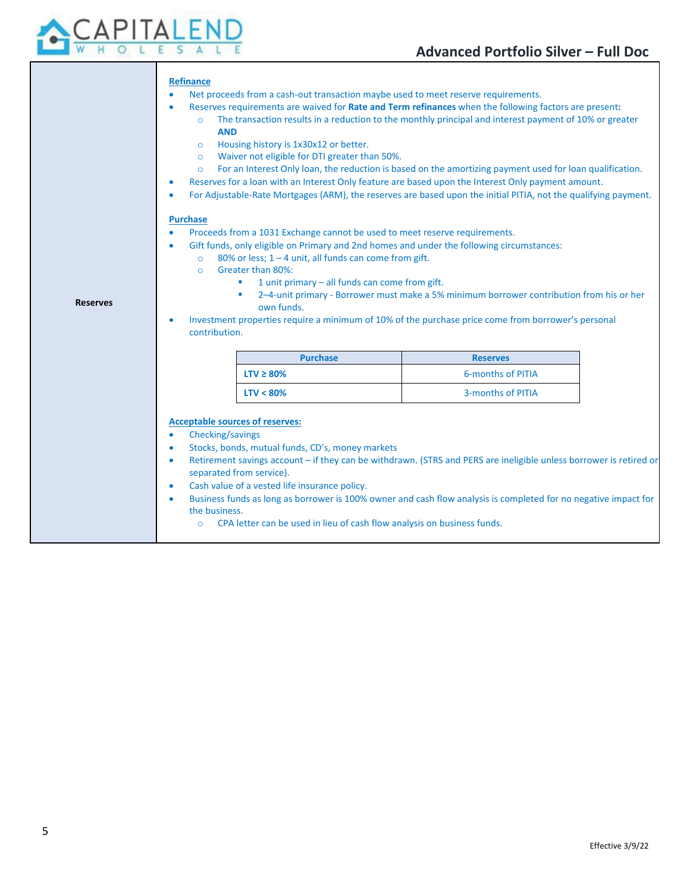## Reserves

### Refinance

- Net proceeds from a cash-out transaction maybe used to meet reserve requirements.
- Reserves requirements are waived for **Rate and Term refinances** when the following factors are present**:**
  - The transaction results in a reduction to the monthly principal and interest payment of 10% or greater **AND**
  - Housing history is 1x30x12 or better.
  - Waiver not eligible for DTI greater than 50%.
  - For an Interest Only loan, the reduction is based on the amortizing payment used for loan qualification.
- Reserves for a loan with an Interest Only feature are based upon the Interest Only payment amount.
- For Adjustable-Rate Mortgages (ARM), the reserves are based upon the initial PITIA, not the qualifying payment.

### Purchase

- Proceeds from a 1031 Exchange cannot be used to meet reserve requirements.
- Gift funds, only eligible on Primary and 2nd homes and under the following circumstances:
  - 80% or less; 1 – 4 unit, all funds can come from gift.
  - Greater than 80%:
    - 1 unit primary – all funds can come from gift.
    - 2–4-unit primary - Borrower must make a 5% minimum borrower contribution from his or her own funds.
- Investment properties require a minimum of 10% of the purchase price come from borrower's personal contribution.

| Purchase | Reserves |
|---|---|
| **LTV ≥ 80%** | 6-months of PITIA |
| **LTV < 80%** | 3-months of PITIA |

### Acceptable sources of reserves:

- Checking/savings
- Stocks, bonds, mutual funds, CD's, money markets
- Retirement savings account – if they can be withdrawn. (STRS and PERS are ineligible unless borrower is retired or separated from service).
- Cash value of a vested life insurance policy.
- Business funds as long as borrower is 100% owner and cash flow analysis is completed for no negative impact for the business.
  - CPA letter can be used in lieu of cash flow analysis on business funds.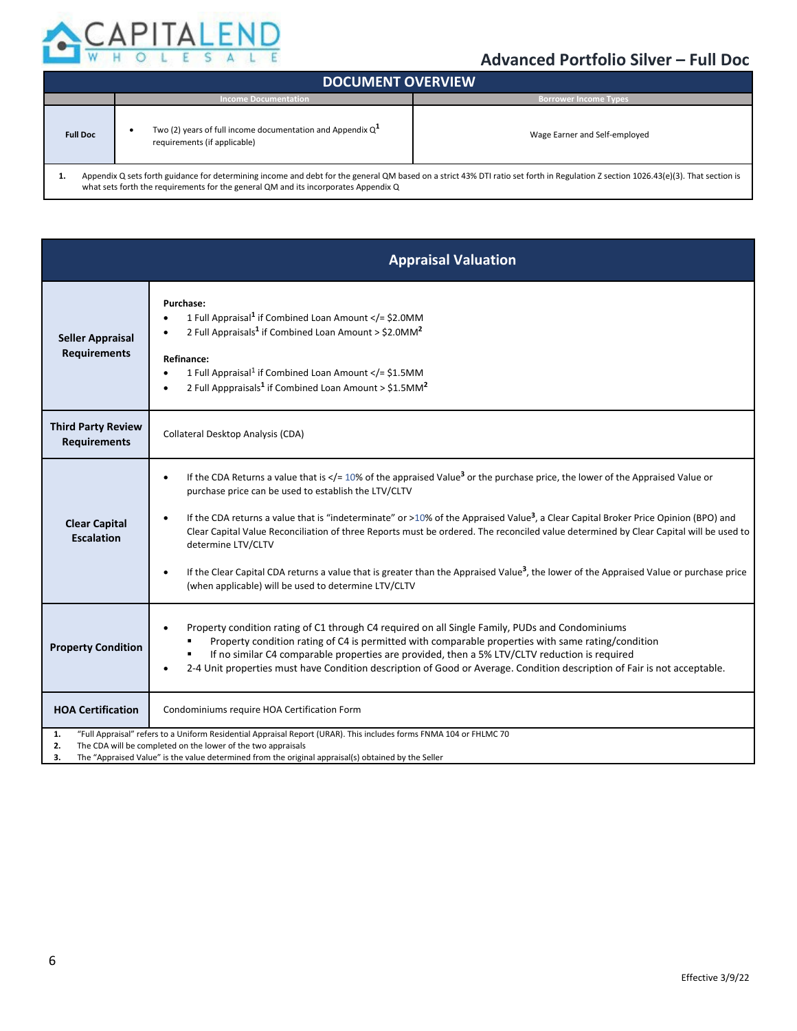# Advanced Portfolio Silver – Full Doc

| DOCUMENT OVERVIEW | | |
|---|---|---|
| | Income Documentation | Borrower Income Types |
| Full Doc | • Two (2) years of full income documentation and Appendix Q[1] requirements (if applicable) | Wage Earner and Self-employed |

1. Appendix Q sets forth guidance for determining income and debt for the general QM based on a strict 43% DTI ratio set forth in Regulation Z section 1026.43(e)(3). That section is what sets forth the requirements for the general QM and its incorporates Appendix Q

| Appraisal Valuation | |
|---|---|
| **Seller Appraisal Requirements** | **Purchase:**<br>• 1 Full Appraisal[1] if Combined Loan Amount </= $2.0MM<br>• 2 Full Appraisals[1] if Combined Loan Amount > $2.0MM[2]<br><br>**Refinance:**<br>• 1 Full Appraisal[1] if Combined Loan Amount </= $1.5MM<br>• 2 Full Apppraisals[1] if Combined Loan Amount > $1.5MM[2] |
| **Third Party Review Requirements** | Collateral Desktop Analysis (CDA) |
| **Clear Capital Escalation** | • If the CDA Returns a value that is </= 10% of the appraised Value[3] or the purchase price, the lower of the Appraised Value or purchase price can be used to establish the LTV/CLTV<br><br>• If the CDA returns a value that is "indeterminate" or >10% of the Appraised Value[3], a Clear Capital Broker Price Opinion (BPO) and Clear Capital Value Reconciliation of three Reports must be ordered. The reconciled value determined by Clear Capital will be used to determine LTV/CLTV<br><br>• If the Clear Capital CDA returns a value that is greater than the Appraised Value[3], the lower of the Appraised Value or purchase price (when applicable) will be used to determine LTV/CLTV |
| **Property Condition** | • Property condition rating of C1 through C4 required on all Single Family, PUDs and Condominiums<br>&nbsp;&nbsp;▪ Property condition rating of C4 is permitted with comparable properties with same rating/condition<br>&nbsp;&nbsp;▪ If no similar C4 comparable properties are provided, then a 5% LTV/CLTV reduction is required<br>• 2-4 Unit properties must have Condition description of Good or Average. Condition description of Fair is not acceptable. |
| **HOA Certification** | Condominiums require HOA Certification Form |

1. "Full Appraisal" refers to a Uniform Residential Appraisal Report (URAR). This includes forms FNMA 104 or FHLMC 70
2. The CDA will be completed on the lower of the two appraisals
3. The "Appraised Value" is the value determined from the original appraisal(s) obtained by the Seller

Effective 3/9/22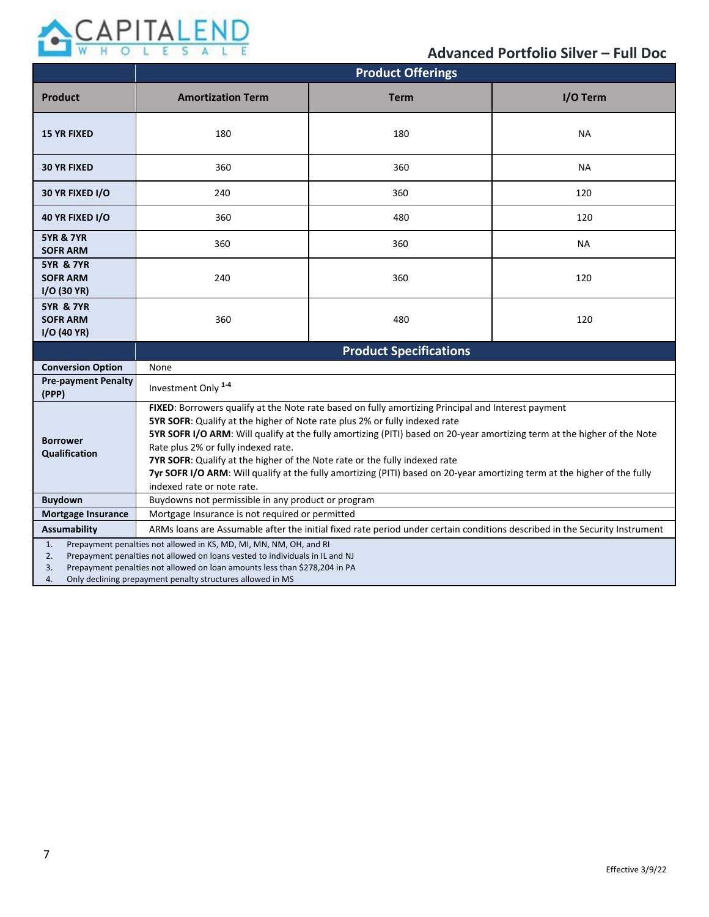## Advanced Portfolio Silver – Full Doc

| | Product Offerings | | |
|---|---|---|---|
| **Product** | **Amortization Term** | **Term** | **I/O Term** |
| **15 YR FIXED** | 180 | 180 | NA |
| **30 YR FIXED** | 360 | 360 | NA |
| **30 YR FIXED I/O** | 240 | 360 | 120 |
| **40 YR FIXED I/O** | 360 | 480 | 120 |
| **5YR & 7YR SOFR ARM** | 360 | 360 | NA |
| **5YR & 7YR SOFR ARM I/O (30 YR)** | 240 | 360 | 120 |
| **5YR & 7YR SOFR ARM I/O (40 YR)** | 360 | 480 | 120 |

| | Product Specifications |
|---|---|
| **Conversion Option** | None |
| **Pre-payment Penalty (PPP)** | Investment Only [1-4] |
| **Borrower Qualification** | **FIXED**: Borrowers qualify at the Note rate based on fully amortizing Principal and Interest payment<br>**5YR SOFR**: Qualify at the higher of Note rate plus 2% or fully indexed rate<br>**5YR SOFR I/O ARM**: Will qualify at the fully amortizing (PITI) based on 20-year amortizing term at the higher of the Note Rate plus 2% or fully indexed rate.<br>**7YR SOFR**: Qualify at the higher of the Note rate or the fully indexed rate<br>**7yr SOFR I/O ARM**: Will qualify at the fully amortizing (PITI) based on 20-year amortizing term at the higher of the fully indexed rate or note rate. |
| **Buydown** | Buydowns not permissible in any product or program |
| **Mortgage Insurance** | Mortgage Insurance is not required or permitted |
| **Assumability** | ARMs loans are Assumable after the initial fixed rate period under certain conditions described in the Security Instrument |

1. Prepayment penalties not allowed in KS, MD, MI, MN, NM, OH, and RI
2. Prepayment penalties not allowed on loans vested to individuals in IL and NJ
3. Prepayment penalties not allowed on loan amounts less than $278,204 in PA
4. Only declining prepayment penalty structures allowed in MS

Effective 3/9/22